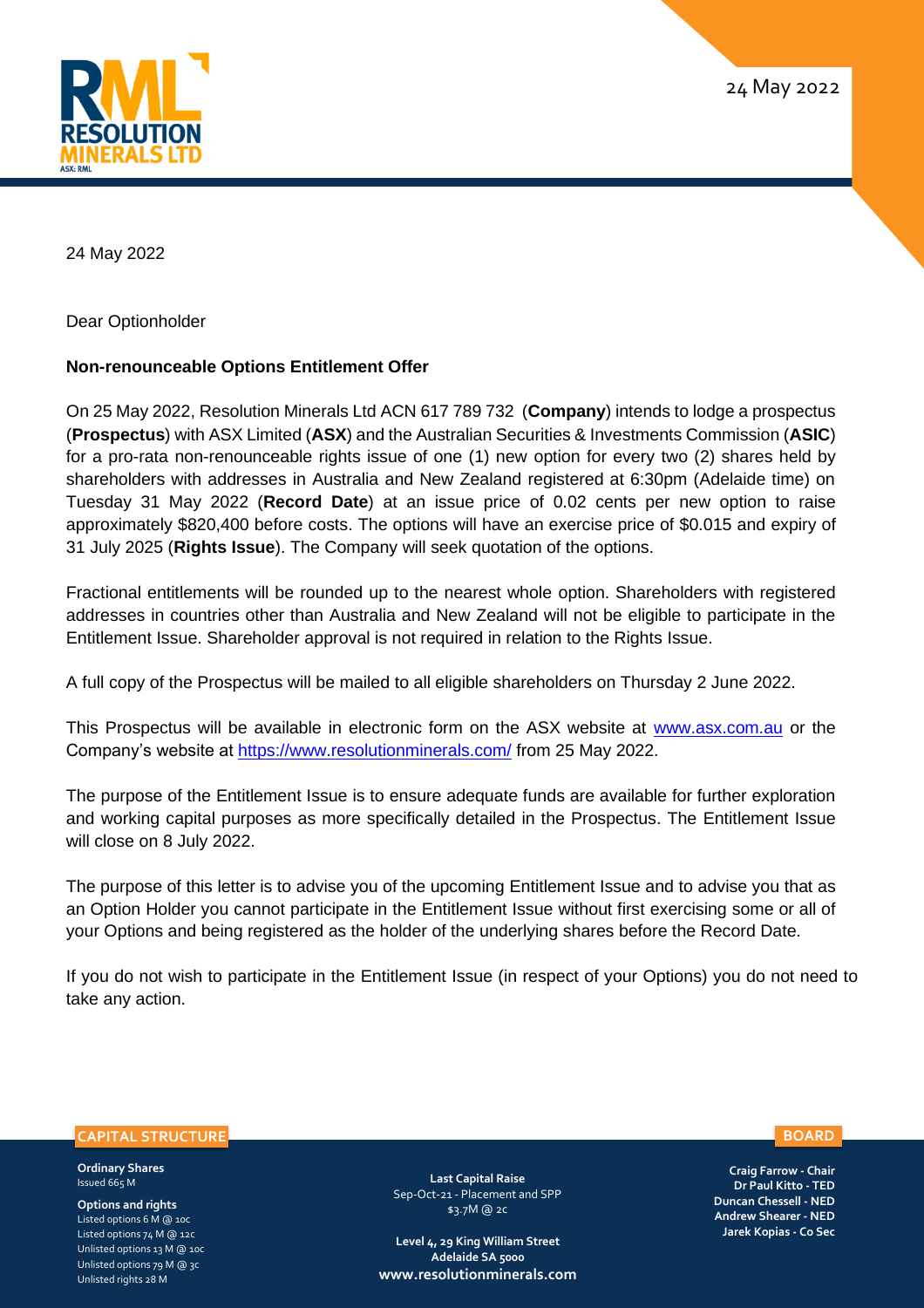24 May 2022

24 May 2022

Dear Optionholder

**Non-renounceable Options Entitlement Offer**

On 25 May 2022, Resolution Minerals Ltd ACN 617 789 732 (**Company**) intends to lodge a prospectus (**Prospectus**) with ASX Limited (**ASX**) and the Australian Securities & Investments Commission (**ASIC**) for a pro-rata non-renounceable rights issue of one (1) new option for every two (2) shares held by shareholders with addresses in Australia and New Zealand registered at 6:30pm (Adelaide time) on Tuesday 31 May 2022 (**Record Date**) at an issue price of 0.02 cents per new option to raise approximately $820,400 before costs. The options will have an exercise price of $0.015 and expiry of 31 July 2025 (**Rights Issue**). The Company will seek quotation of the options.

Fractional entitlements will be rounded up to the nearest whole option. Shareholders with registered addresses in countries other than Australia and New Zealand will not be eligible to participate in the Entitlement Issue. Shareholder approval is not required in relation to the Rights Issue.

A full copy of the Prospectus will be mailed to all eligible shareholders on Thursday 2 June 2022.

This Prospectus will be available in electronic form on the ASX website at [www.asx.com.au](www.asx.com.au) or the Company's website at [https://www.resolutionminerals.com/](https://www.resolutionminerals.com/) from 25 May 2022.

The purpose of the Entitlement Issue is to ensure adequate funds are available for further exploration and working capital purposes as more specifically detailed in the Prospectus. The Entitlement Issue will close on 8 July 2022.

The purpose of this letter is to advise you of the upcoming Entitlement Issue and to advise you that as an Option Holder you cannot participate in the Entitlement Issue without first exercising some or all of your Options and being registered as the holder of the underlying shares before the Record Date.

If you do not wish to participate in the Entitlement Issue (in respect of your Options) you do not need to take any action.

**CAPITAL STRUCTURE**

**Ordinary Shares**
Issued 665 M

**Options and rights**
Listed options 6 M @ 10c
Listed options 74 M @ 12c
Unlisted options 13 M @ 10c
Unlisted options 79 M @ 3c
Unlisted rights 28 M

**Last Capital Raise**
Sep-Oct-21 - Placement and SPP
$3.7M @ 2c

**Level 4, 29 King William Street**
**Adelaide SA 5000**
**www.resolutionminerals.com**

**BOARD**

**Craig Farrow - Chair**
**Dr Paul Kitto - TED**
**Duncan Chessell - NED**
**Andrew Shearer - NED**
**Jarek Kopias - Co Sec**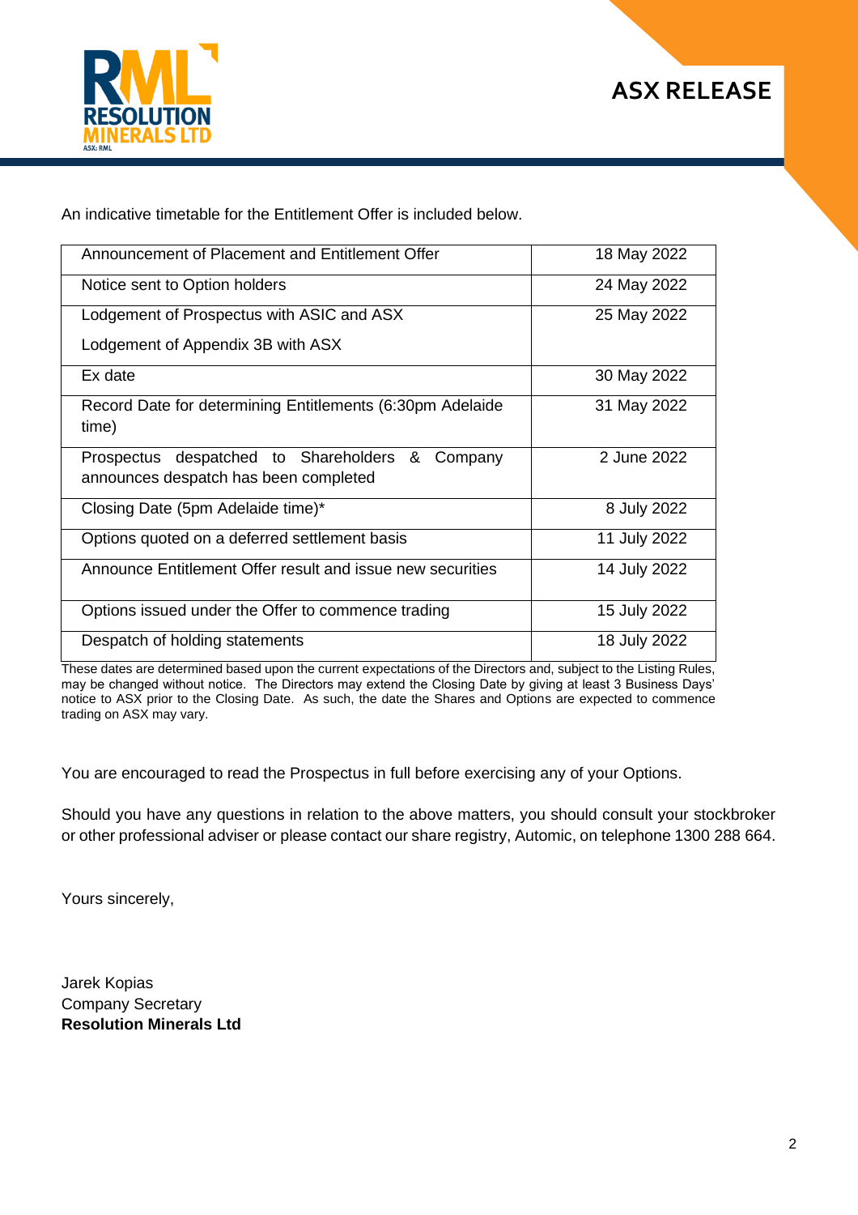An indicative timetable for the Entitlement Offer is included below.

| | |
|---|---|
| Announcement of Placement and Entitlement Offer | 18 May 2022 |
| Notice sent to Option holders | 24 May 2022 |
| Lodgement of Prospectus with ASIC and ASX<br><br>Lodgement of Appendix 3B with ASX | 25 May 2022 |
| Ex date | 30 May 2022 |
| Record Date for determining Entitlements (6:30pm Adelaide time) | 31 May 2022 |
| Prospectus despatched to Shareholders & Company announces despatch has been completed | 2 June 2022 |
| Closing Date (5pm Adelaide time)* | 8 July 2022 |
| Options quoted on a deferred settlement basis | 11 July 2022 |
| Announce Entitlement Offer result and issue new securities | 14 July 2022 |
| Options issued under the Offer to commence trading | 15 July 2022 |
| Despatch of holding statements | 18 July 2022 |

These dates are determined based upon the current expectations of the Directors and, subject to the Listing Rules, may be changed without notice. The Directors may extend the Closing Date by giving at least 3 Business Days' notice to ASX prior to the Closing Date. As such, the date the Shares and Options are expected to commence trading on ASX may vary.

You are encouraged to read the Prospectus in full before exercising any of your Options.

Should you have any questions in relation to the above matters, you should consult your stockbroker or other professional adviser or please contact our share registry, Automic, on telephone 1300 288 664.

Yours sincerely,

Jarek Kopias
Company Secretary
**Resolution Minerals Ltd**